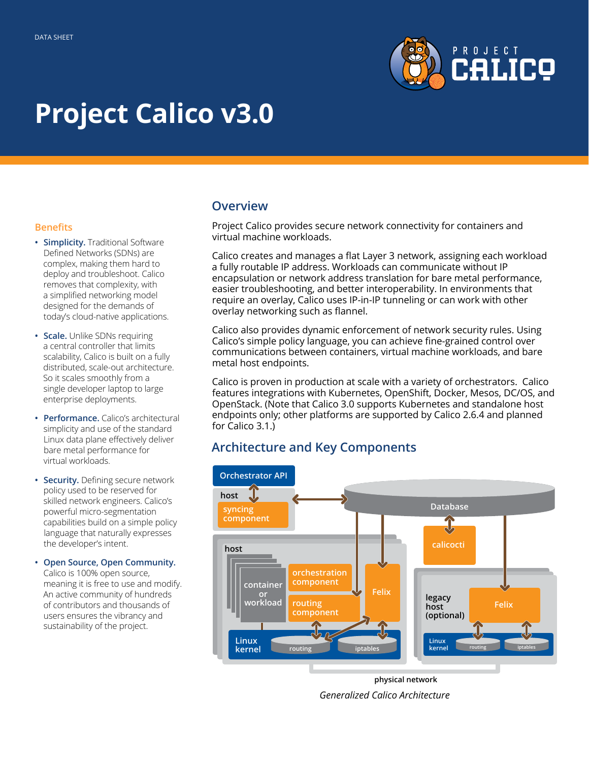DATA SHEET

# Project Calico v3.0

## Benefits

- **Simplicity.** Traditional Software Defined Networks (SDNs) are complex, making them hard to deploy and troubleshoot. Calico removes that complexity, with a simplified networking model designed for the demands of today's cloud-native applications.
- **Scale.** Unlike SDNs requiring a central controller that limits scalability, Calico is built on a fully distributed, scale-out architecture. So it scales smoothly from a single developer laptop to large enterprise deployments.
- **Performance.** Calico's architectural simplicity and use of the standard Linux data plane effectively deliver bare metal performance for virtual workloads.
- **Security.** Defining secure network policy used to be reserved for skilled network engineers. Calico's powerful micro-segmentation capabilities build on a simple policy language that naturally expresses the developer's intent.
- **Open Source, Open Community.** Calico is 100% open source, meaning it is free to use and modify. An active community of hundreds of contributors and thousands of users ensures the vibrancy and sustainability of the project.

## Overview

Project Calico provides secure network connectivity for containers and virtual machine workloads.

Calico creates and manages a flat Layer 3 network, assigning each workload a fully routable IP address. Workloads can communicate without IP encapsulation or network address translation for bare metal performance, easier troubleshooting, and better interoperability. In environments that require an overlay, Calico uses IP-in-IP tunneling or can work with other overlay networking such as flannel.

Calico also provides dynamic enforcement of network security rules. Using Calico's simple policy language, you can achieve fine-grained control over communications between containers, virtual machine workloads, and bare metal host endpoints.

Calico is proven in production at scale with a variety of orchestrators. Calico features integrations with Kubernetes, OpenShift, Docker, Mesos, DC/OS, and OpenStack. (Note that Calico 3.0 supports Kubernetes and standalone host endpoints only; other platforms are supported by Calico 2.6.4 and planned for Calico 3.1.)

## Architecture and Key Components

*Generalized Calico Architecture*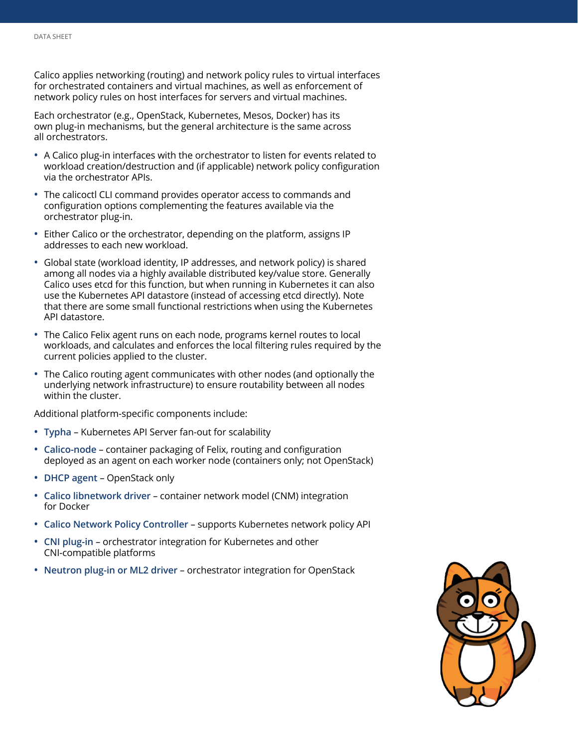Calico applies networking (routing) and network policy rules to virtual interfaces for orchestrated containers and virtual machines, as well as enforcement of network policy rules on host interfaces for servers and virtual machines.

Each orchestrator (e.g., OpenStack, Kubernetes, Mesos, Docker) has its own plug-in mechanisms, but the general architecture is the same across all orchestrators.

- A Calico plug-in interfaces with the orchestrator to listen for events related to workload creation/destruction and (if applicable) network policy configuration via the orchestrator APIs.
- The calicoctl CLI command provides operator access to commands and configuration options complementing the features available via the orchestrator plug-in.
- Either Calico or the orchestrator, depending on the platform, assigns IP addresses to each new workload.
- Global state (workload identity, IP addresses, and network policy) is shared among all nodes via a highly available distributed key/value store. Generally Calico uses etcd for this function, but when running in Kubernetes it can also use the Kubernetes API datastore (instead of accessing etcd directly). Note that there are some small functional restrictions when using the Kubernetes API datastore.
- The Calico Felix agent runs on each node, programs kernel routes to local workloads, and calculates and enforces the local filtering rules required by the current policies applied to the cluster.
- The Calico routing agent communicates with other nodes (and optionally the underlying network infrastructure) to ensure routability between all nodes within the cluster.

Additional platform-specific components include:

- **Typha** – Kubernetes API Server fan-out for scalability
- **Calico-node** – container packaging of Felix, routing and configuration deployed as an agent on each worker node (containers only; not OpenStack)
- **DHCP agent** – OpenStack only
- **Calico libnetwork driver** – container network model (CNM) integration for Docker
- **Calico Network Policy Controller** – supports Kubernetes network policy API
- **CNI plug-in** – orchestrator integration for Kubernetes and other CNI-compatible platforms
- **Neutron plug-in or ML2 driver** – orchestrator integration for OpenStack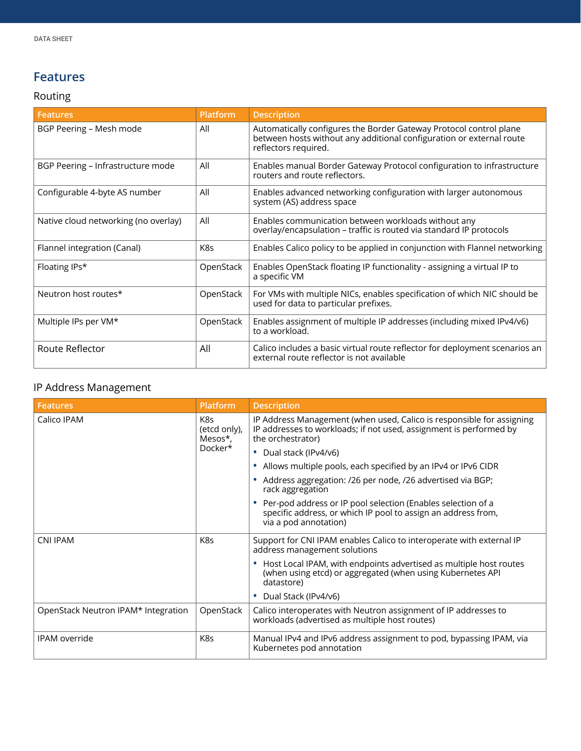# Features

## Routing

| Features | Platform | Description |
|---|---|---|
| BGP Peering – Mesh mode | All | Automatically configures the Border Gateway Protocol control plane between hosts without any additional configuration or external route reflectors required. |
| BGP Peering – Infrastructure mode | All | Enables manual Border Gateway Protocol configuration to infrastructure routers and route reflectors. |
| Configurable 4-byte AS number | All | Enables advanced networking configuration with larger autonomous system (AS) address space |
| Native cloud networking (no overlay) | All | Enables communication between workloads without any overlay/encapsulation – traffic is routed via standard IP protocols |
| Flannel integration (Canal) | K8s | Enables Calico policy to be applied in conjunction with Flannel networking |
| Floating IPs* | OpenStack | Enables OpenStack floating IP functionality - assigning a virtual IP to a specific VM |
| Neutron host routes* | OpenStack | For VMs with multiple NICs, enables specification of which NIC should be used for data to particular prefixes. |
| Multiple IPs per VM* | OpenStack | Enables assignment of multiple IP addresses (including mixed IPv4/v6) to a workload. |
| Route Reflector | All | Calico includes a basic virtual route reflector for deployment scenarios an external route reflector is not available |

## IP Address Management

| Features | Platform | Description |
|---|---|---|
| Calico IPAM | K8s (etcd only), Mesos*, Docker* | IP Address Management (when used, Calico is responsible for assigning IP addresses to workloads; if not used, assignment is performed by the orchestrator)<br>• Dual stack (IPv4/v6)<br>• Allows multiple pools, each specified by an IPv4 or IPv6 CIDR<br>• Address aggregation: /26 per node, /26 advertised via BGP; rack aggregation<br>• Per-pod address or IP pool selection (Enables selection of a specific address, or which IP pool to assign an address from, via a pod annotation) |
| CNI IPAM | K8s | Support for CNI IPAM enables Calico to interoperate with external IP address management solutions<br>• Host Local IPAM, with endpoints advertised as multiple host routes (when using etcd) or aggregated (when using Kubernetes API datastore)<br>• Dual Stack (IPv4/v6) |
| OpenStack Neutron IPAM* Integration | OpenStack | Calico interoperates with Neutron assignment of IP addresses to workloads (advertised as multiple host routes) |
| IPAM override | K8s | Manual IPv4 and IPv6 address assignment to pod, bypassing IPAM, via Kubernetes pod annotation |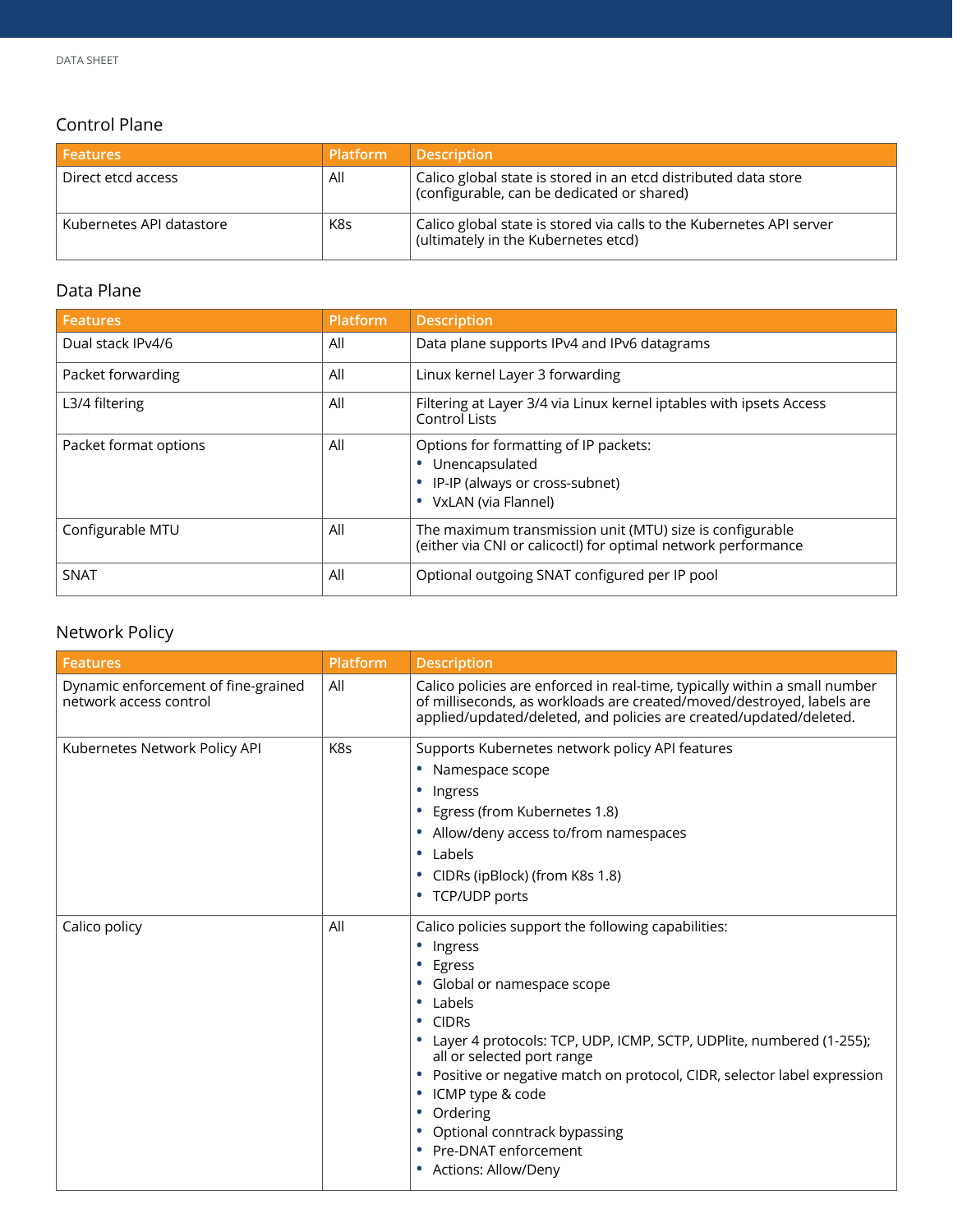## Control Plane

| Features | Platform | Description |
| --- | --- | --- |
| Direct etcd access | All | Calico global state is stored in an etcd distributed data store (configurable, can be dedicated or shared) |
| Kubernetes API datastore | K8s | Calico global state is stored via calls to the Kubernetes API server (ultimately in the Kubernetes etcd) |

## Data Plane

| Features | Platform | Description |
| --- | --- | --- |
| Dual stack IPv4/6 | All | Data plane supports IPv4 and IPv6 datagrams |
| Packet forwarding | All | Linux kernel Layer 3 forwarding |
| L3/4 filtering | All | Filtering at Layer 3/4 via Linux kernel iptables with ipsets Access Control Lists |
| Packet format options | All | Options for formatting of IP packets:<br>• Unencapsulated<br>• IP-IP (always or cross-subnet)<br>• VxLAN (via Flannel) |
| Configurable MTU | All | The maximum transmission unit (MTU) size is configurable (either via CNI or calicoctl) for optimal network performance |
| SNAT | All | Optional outgoing SNAT configured per IP pool |

## Network Policy

| Features | Platform | Description |
| --- | --- | --- |
| Dynamic enforcement of fine-grained network access control | All | Calico policies are enforced in real-time, typically within a small number of milliseconds, as workloads are created/moved/destroyed, labels are applied/updated/deleted, and policies are created/updated/deleted. |
| Kubernetes Network Policy API | K8s | Supports Kubernetes network policy API features<br>• Namespace scope<br>• Ingress<br>• Egress (from Kubernetes 1.8)<br>• Allow/deny access to/from namespaces<br>• Labels<br>• CIDRs (ipBlock) (from K8s 1.8)<br>• TCP/UDP ports |
| Calico policy | All | Calico policies support the following capabilities:<br>• Ingress<br>• Egress<br>• Global or namespace scope<br>• Labels<br>• CIDRs<br>• Layer 4 protocols: TCP, UDP, ICMP, SCTP, UDPlite, numbered (1-255); all or selected port range<br>• Positive or negative match on protocol, CIDR, selector label expression<br>• ICMP type & code<br>• Ordering<br>• Optional conntrack bypassing<br>• Pre-DNAT enforcement<br>• Actions: Allow/Deny |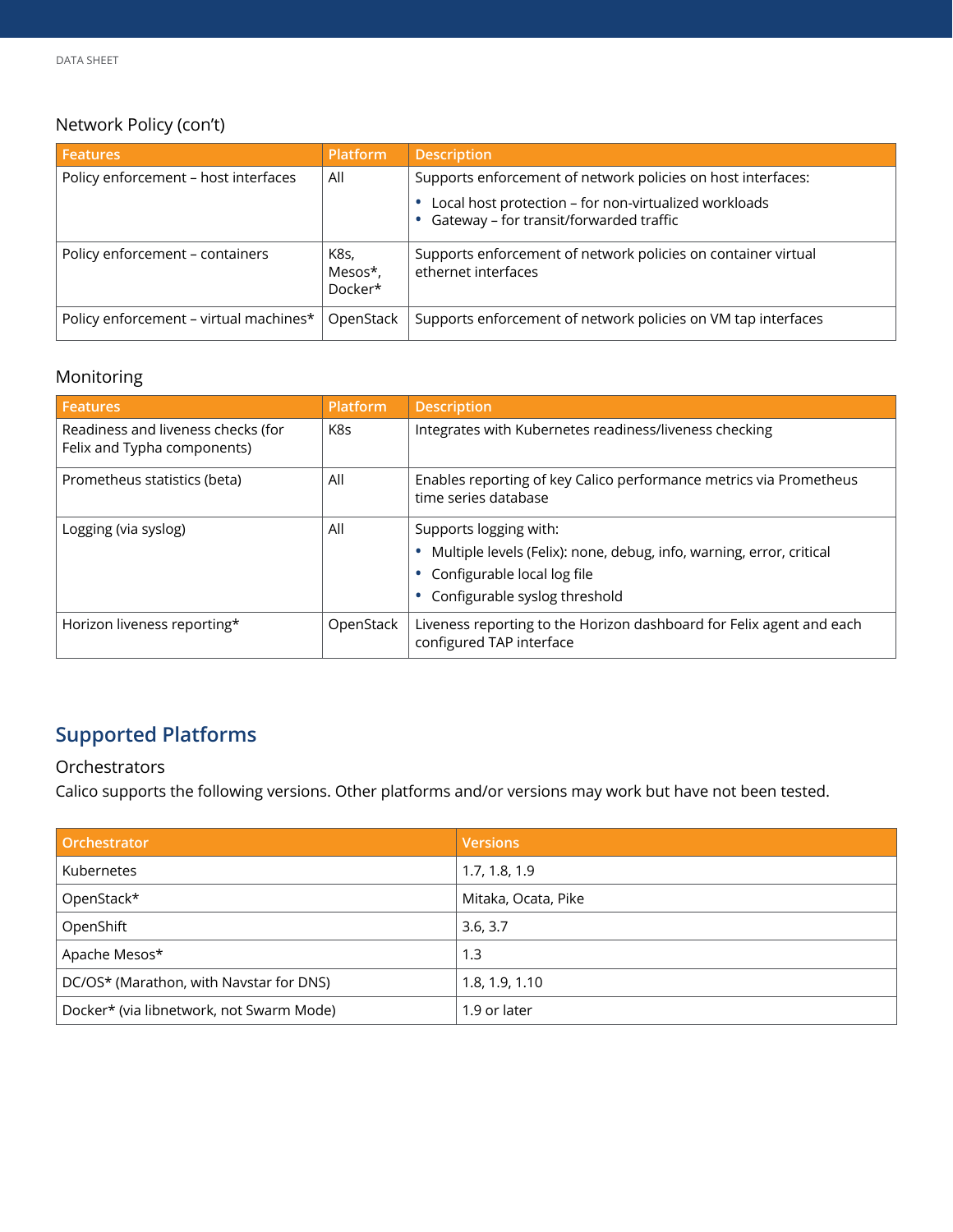### Network Policy (con't)

| Features | Platform | Description |
| --- | --- | --- |
| Policy enforcement – host interfaces | All | Supports enforcement of network policies on host interfaces:<br>• Local host protection – for non-virtualized workloads<br>• Gateway – for transit/forwarded traffic |
| Policy enforcement – containers | K8s, Mesos*, Docker* | Supports enforcement of network policies on container virtual ethernet interfaces |
| Policy enforcement – virtual machines* | OpenStack | Supports enforcement of network policies on VM tap interfaces |

### Monitoring

| Features | Platform | Description |
| --- | --- | --- |
| Readiness and liveness checks (for Felix and Typha components) | K8s | Integrates with Kubernetes readiness/liveness checking |
| Prometheus statistics (beta) | All | Enables reporting of key Calico performance metrics via Prometheus time series database |
| Logging (via syslog) | All | Supports logging with:<br>• Multiple levels (Felix): none, debug, info, warning, error, critical<br>• Configurable local log file<br>• Configurable syslog threshold |
| Horizon liveness reporting* | OpenStack | Liveness reporting to the Horizon dashboard for Felix agent and each configured TAP interface |

## Supported Platforms

### Orchestrators

Calico supports the following versions. Other platforms and/or versions may work but have not been tested.

| Orchestrator | Versions |
| --- | --- |
| Kubernetes | 1.7, 1.8, 1.9 |
| OpenStack* | Mitaka, Ocata, Pike |
| OpenShift | 3.6, 3.7 |
| Apache Mesos* | 1.3 |
| DC/OS* (Marathon, with Navstar for DNS) | 1.8, 1.9, 1.10 |
| Docker* (via libnetwork, not Swarm Mode) | 1.9 or later |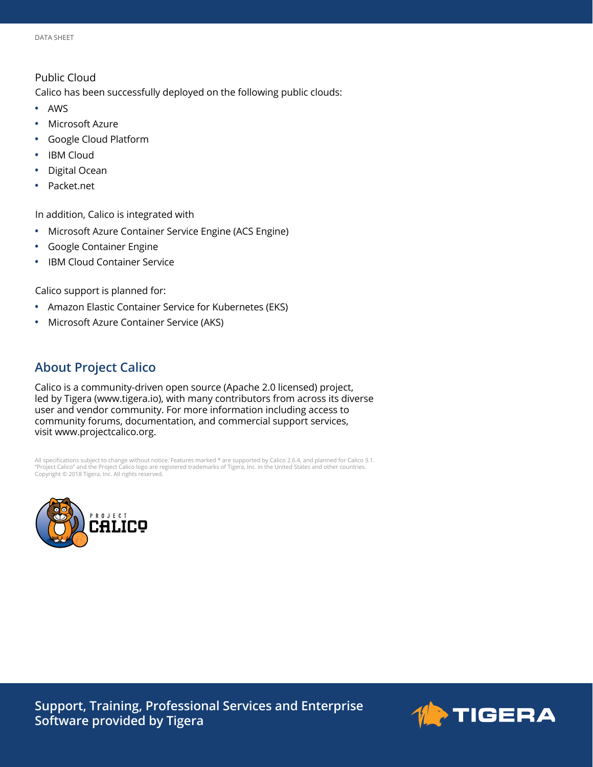### Public Cloud

Calico has been successfully deployed on the following public clouds:

- AWS
- Microsoft Azure
- Google Cloud Platform
- IBM Cloud
- Digital Ocean
- Packet.net

In addition, Calico is integrated with

- Microsoft Azure Container Service Engine (ACS Engine)
- Google Container Engine
- IBM Cloud Container Service

Calico support is planned for:

- Amazon Elastic Container Service for Kubernetes (EKS)
- Microsoft Azure Container Service (AKS)

## About Project Calico

Calico is a community-driven open source (Apache 2.0 licensed) project, led by Tigera (www.tigera.io), with many contributors from across its diverse user and vendor community. For more information including access to community forums, documentation, and commercial support services, visit www.projectcalico.org.

All specifications subject to change without notice. Features marked * are supported by Calico 2.6.4, and planned for Calico 3.1.
"Project Calico" and the Project Calico logo are registered trademarks of Tigera, Inc. in the United States and other countries.
Copyright © 2018 Tigera, Inc. All rights reserved.

PROJECT CALICO

**Support, Training, Professional Services and Enterprise Software provided by Tigera**

TIGERA